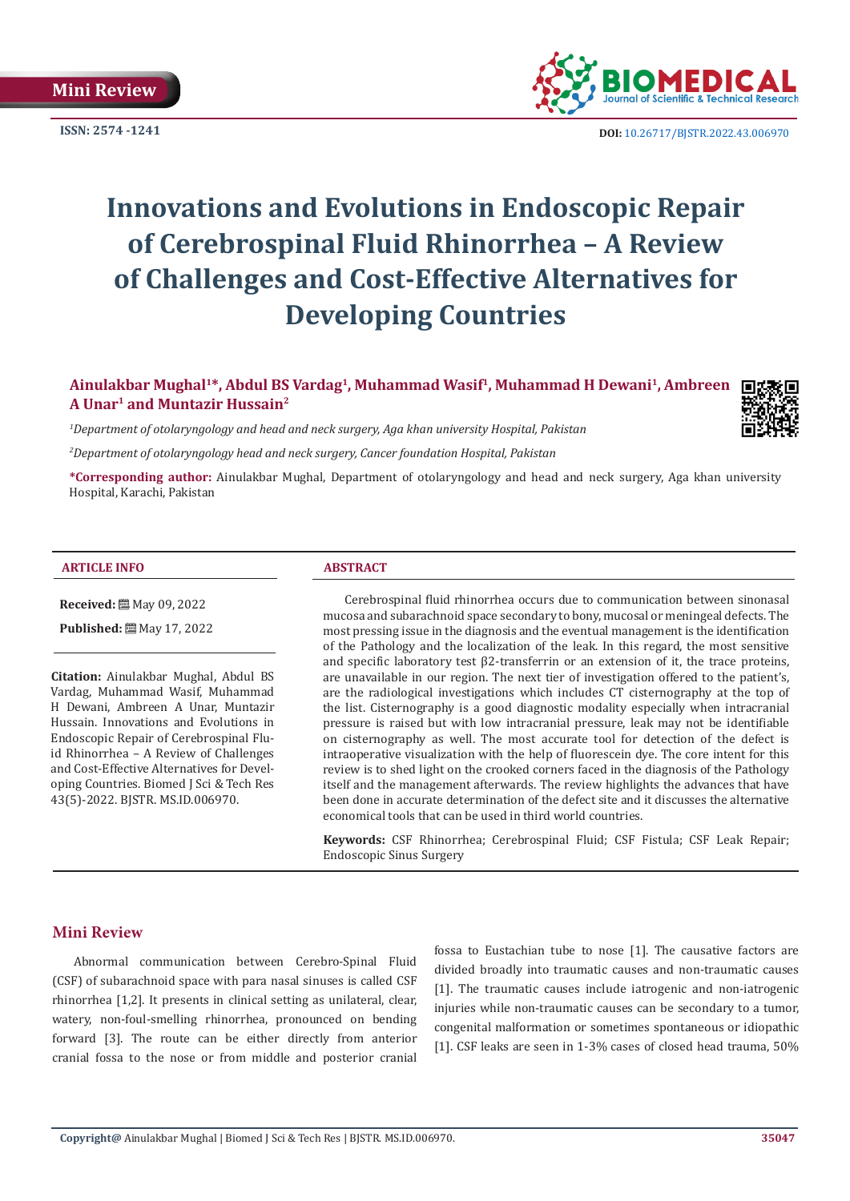Mini Review

ISSN: 2574 -1241

DOI: 10.26717/BJSTR.2022.43.006970

# Innovations and Evolutions in Endoscopic Repair of Cerebrospinal Fluid Rhinorrhea – A Review of Challenges and Cost-Effective Alternatives for Developing Countries

**Ainulakbar Mughal[1]*, Abdul BS Vardag[1], Muhammad Wasif[1], Muhammad H Dewani[1], Ambreen A Unar[1] and Muntazir Hussain[2]**

[1]*Department of otolaryngology and head and neck surgery, Aga khan university Hospital, Pakistan*

[2]*Department of otolaryngology head and neck surgery, Cancer foundation Hospital, Pakistan*

***Corresponding author:** Ainulakbar Mughal, Department of otolaryngology and head and neck surgery, Aga khan university Hospital, Karachi, Pakistan

## ARTICLE INFO

**Received:** May 09, 2022

**Published:** May 17, 2022

**Citation:** Ainulakbar Mughal, Abdul BS Vardag, Muhammad Wasif, Muhammad H Dewani, Ambreen A Unar, Muntazir Hussain. Innovations and Evolutions in Endoscopic Repair of Cerebrospinal Fluid Rhinorrhea – A Review of Challenges and Cost-Effective Alternatives for Developing Countries. Biomed J Sci & Tech Res 43(5)-2022. BJSTR. MS.ID.006970.

## ABSTRACT

Cerebrospinal fluid rhinorrhea occurs due to communication between sinonasal mucosa and subarachnoid space secondary to bony, mucosal or meningeal defects. The most pressing issue in the diagnosis and the eventual management is the identification of the Pathology and the localization of the leak. In this regard, the most sensitive and specific laboratory test β2-transferrin or an extension of it, the trace proteins, are unavailable in our region. The next tier of investigation offered to the patient's, are the radiological investigations which includes CT cisternography at the top of the list. Cisternography is a good diagnostic modality especially when intracranial pressure is raised but with low intracranial pressure, leak may not be identifiable on cisternography as well. The most accurate tool for detection of the defect is intraoperative visualization with the help of fluorescein dye. The core intent for this review is to shed light on the crooked corners faced in the diagnosis of the Pathology itself and the management afterwards. The review highlights the advances that have been done in accurate determination of the defect site and it discusses the alternative economical tools that can be used in third world countries.

**Keywords:** CSF Rhinorrhea; Cerebrospinal Fluid; CSF Fistula; CSF Leak Repair; Endoscopic Sinus Surgery

## Mini Review

Abnormal communication between Cerebro-Spinal Fluid (CSF) of subarachnoid space with para nasal sinuses is called CSF rhinorrhea [1,2]. It presents in clinical setting as unilateral, clear, watery, non-foul-smelling rhinorrhea, pronounced on bending forward [3]. The route can be either directly from anterior cranial fossa to the nose or from middle and posterior cranial fossa to Eustachian tube to nose [1]. The causative factors are divided broadly into traumatic causes and non-traumatic causes [1]. The traumatic causes include iatrogenic and non-iatrogenic injuries while non-traumatic causes can be secondary to a tumor, congenital malformation or sometimes spontaneous or idiopathic [1]. CSF leaks are seen in 1-3% cases of closed head trauma, 50%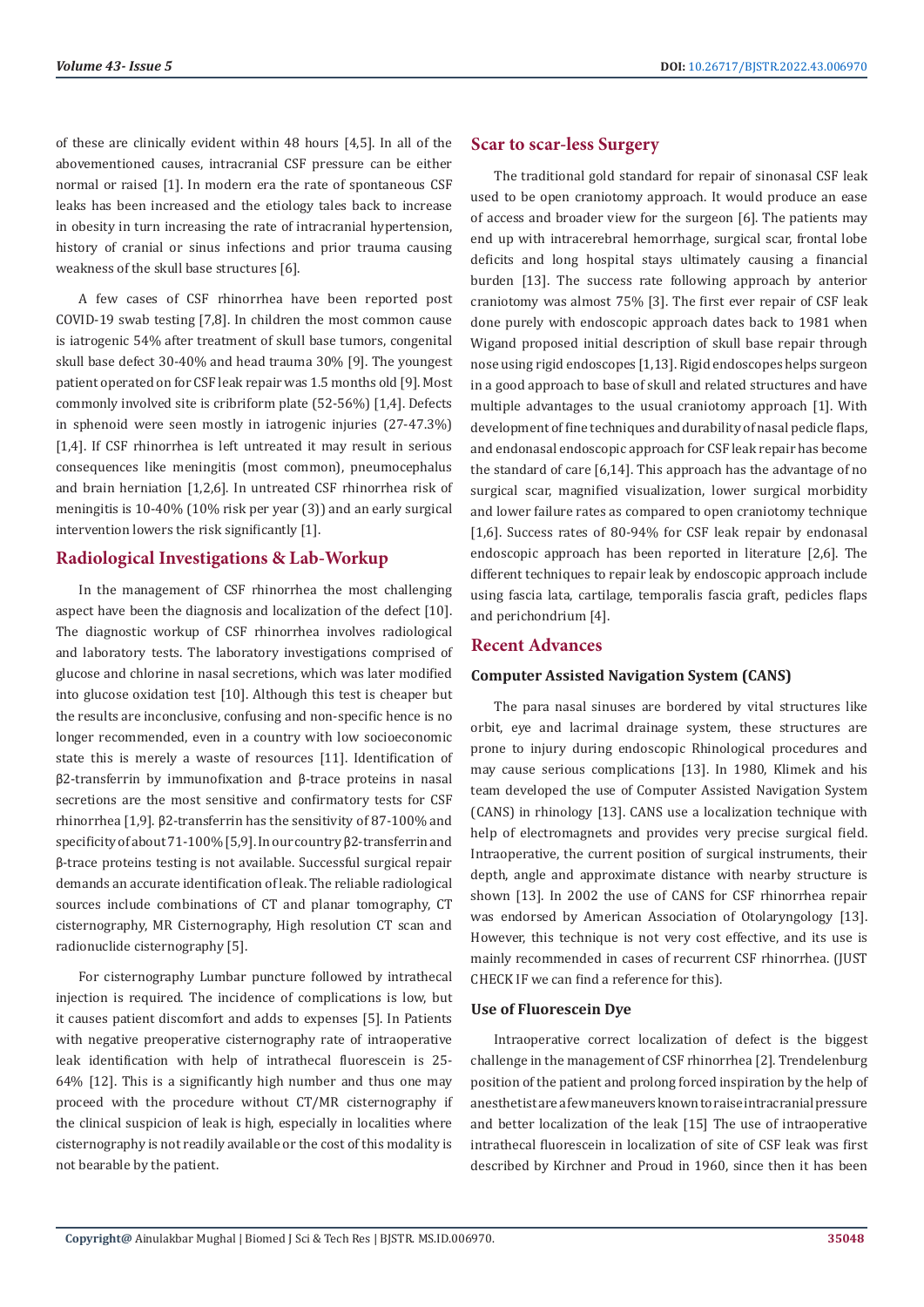of these are clinically evident within 48 hours [4,5]. In all of the abovementioned causes, intracranial CSF pressure can be either normal or raised [1]. In modern era the rate of spontaneous CSF leaks has been increased and the etiology tales back to increase in obesity in turn increasing the rate of intracranial hypertension, history of cranial or sinus infections and prior trauma causing weakness of the skull base structures [6].

A few cases of CSF rhinorrhea have been reported post COVID-19 swab testing [7,8]. In children the most common cause is iatrogenic 54% after treatment of skull base tumors, congenital skull base defect 30-40% and head trauma 30% [9]. The youngest patient operated on for CSF leak repair was 1.5 months old [9]. Most commonly involved site is cribriform plate (52-56%) [1,4]. Defects in sphenoid were seen mostly in iatrogenic injuries (27-47.3%) [1,4]. If CSF rhinorrhea is left untreated it may result in serious consequences like meningitis (most common), pneumocephalus and brain herniation [1,2,6]. In untreated CSF rhinorrhea risk of meningitis is 10-40% (10% risk per year (3)) and an early surgical intervention lowers the risk significantly [1].

## Radiological Investigations & Lab-Workup

In the management of CSF rhinorrhea the most challenging aspect have been the diagnosis and localization of the defect [10]. The diagnostic workup of CSF rhinorrhea involves radiological and laboratory tests. The laboratory investigations comprised of glucose and chlorine in nasal secretions, which was later modified into glucose oxidation test [10]. Although this test is cheaper but the results are inconclusive, confusing and non-specific hence is no longer recommended, even in a country with low socioeconomic state this is merely a waste of resources [11]. Identification of β2-transferrin by immunofixation and β-trace proteins in nasal secretions are the most sensitive and confirmatory tests for CSF rhinorrhea [1,9]. β2-transferrin has the sensitivity of 87-100% and specificity of about 71-100% [5,9]. In our country β2-transferrin and β-trace proteins testing is not available. Successful surgical repair demands an accurate identification of leak. The reliable radiological sources include combinations of CT and planar tomography, CT cisternography, MR Cisternography, High resolution CT scan and radionuclide cisternography [5].

For cisternography Lumbar puncture followed by intrathecal injection is required. The incidence of complications is low, but it causes patient discomfort and adds to expenses [5]. In Patients with negative preoperative cisternography rate of intraoperative leak identification with help of intrathecal fluorescein is 25-64% [12]. This is a significantly high number and thus one may proceed with the procedure without CT/MR cisternography if the clinical suspicion of leak is high, especially in localities where cisternography is not readily available or the cost of this modality is not bearable by the patient.

## Scar to scar-less Surgery

The traditional gold standard for repair of sinonasal CSF leak used to be open craniotomy approach. It would produce an ease of access and broader view for the surgeon [6]. The patients may end up with intracerebral hemorrhage, surgical scar, frontal lobe deficits and long hospital stays ultimately causing a financial burden [13]. The success rate following approach by anterior craniotomy was almost 75% [3]. The first ever repair of CSF leak done purely with endoscopic approach dates back to 1981 when Wigand proposed initial description of skull base repair through nose using rigid endoscopes [1,13]. Rigid endoscopes helps surgeon in a good approach to base of skull and related structures and have multiple advantages to the usual craniotomy approach [1]. With development of fine techniques and durability of nasal pedicle flaps, and endonasal endoscopic approach for CSF leak repair has become the standard of care [6,14]. This approach has the advantage of no surgical scar, magnified visualization, lower surgical morbidity and lower failure rates as compared to open craniotomy technique [1,6]. Success rates of 80-94% for CSF leak repair by endonasal endoscopic approach has been reported in literature [2,6]. The different techniques to repair leak by endoscopic approach include using fascia lata, cartilage, temporalis fascia graft, pedicles flaps and perichondrium [4].

## Recent Advances

### Computer Assisted Navigation System (CANS)

The para nasal sinuses are bordered by vital structures like orbit, eye and lacrimal drainage system, these structures are prone to injury during endoscopic Rhinological procedures and may cause serious complications [13]. In 1980, Klimek and his team developed the use of Computer Assisted Navigation System (CANS) in rhinology [13]. CANS use a localization technique with help of electromagnets and provides very precise surgical field. Intraoperative, the current position of surgical instruments, their depth, angle and approximate distance with nearby structure is shown [13]. In 2002 the use of CANS for CSF rhinorrhea repair was endorsed by American Association of Otolaryngology [13]. However, this technique is not very cost effective, and its use is mainly recommended in cases of recurrent CSF rhinorrhea. (JUST CHECK IF we can find a reference for this).

### Use of Fluorescein Dye

Intraoperative correct localization of defect is the biggest challenge in the management of CSF rhinorrhea [2]. Trendelenburg position of the patient and prolong forced inspiration by the help of anesthetist are a few maneuvers known to raise intracranial pressure and better localization of the leak [15] The use of intraoperative intrathecal fluorescein in localization of site of CSF leak was first described by Kirchner and Proud in 1960, since then it has been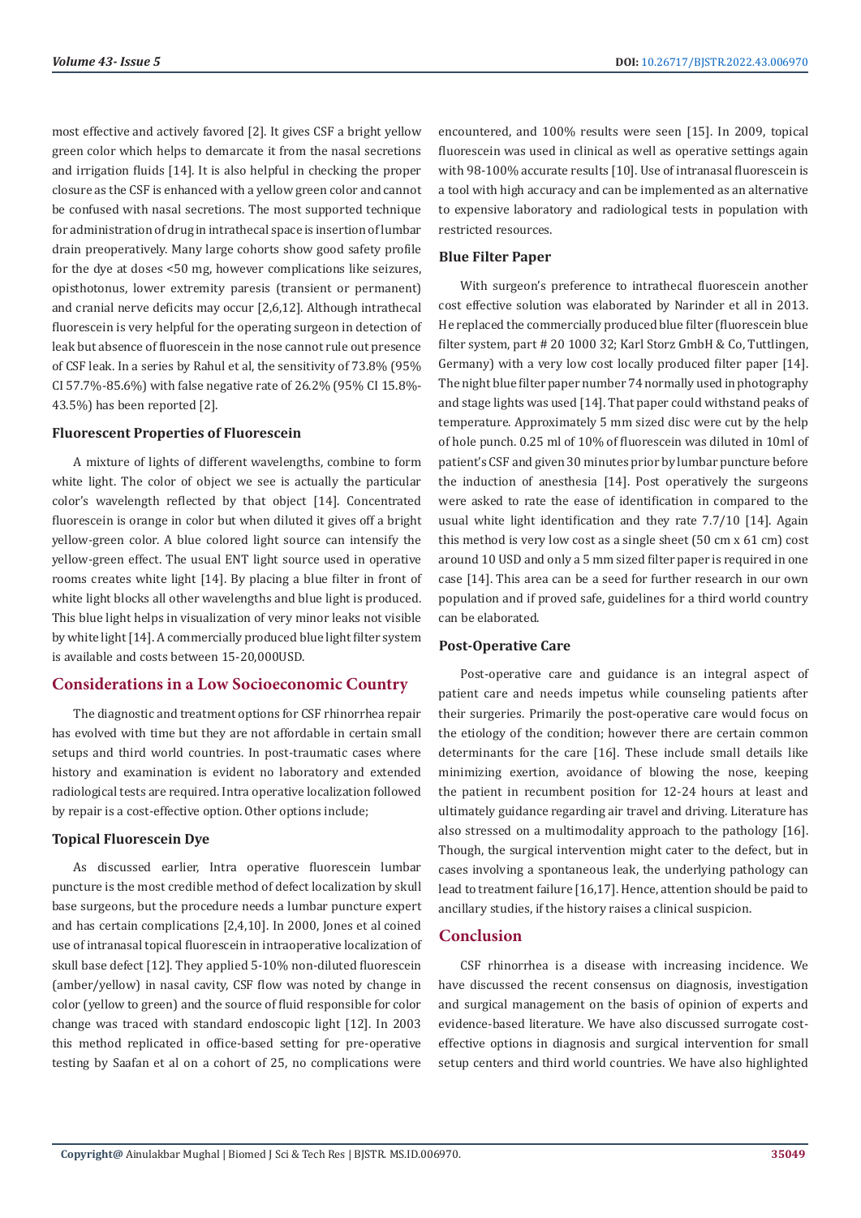most effective and actively favored [2]. It gives CSF a bright yellow green color which helps to demarcate it from the nasal secretions and irrigation fluids [14]. It is also helpful in checking the proper closure as the CSF is enhanced with a yellow green color and cannot be confused with nasal secretions. The most supported technique for administration of drug in intrathecal space is insertion of lumbar drain preoperatively. Many large cohorts show good safety profile for the dye at doses <50 mg, however complications like seizures, opisthotonus, lower extremity paresis (transient or permanent) and cranial nerve deficits may occur [2,6,12]. Although intrathecal fluorescein is very helpful for the operating surgeon in detection of leak but absence of fluorescein in the nose cannot rule out presence of CSF leak. In a series by Rahul et al, the sensitivity of 73.8% (95% CI 57.7%-85.6%) with false negative rate of 26.2% (95% CI 15.8%-43.5%) has been reported [2].

### Fluorescent Properties of Fluorescein

A mixture of lights of different wavelengths, combine to form white light. The color of object we see is actually the particular color's wavelength reflected by that object [14]. Concentrated fluorescein is orange in color but when diluted it gives off a bright yellow-green color. A blue colored light source can intensify the yellow-green effect. The usual ENT light source used in operative rooms creates white light [14]. By placing a blue filter in front of white light blocks all other wavelengths and blue light is produced. This blue light helps in visualization of very minor leaks not visible by white light [14]. A commercially produced blue light filter system is available and costs between 15-20,000USD.

## Considerations in a Low Socioeconomic Country

The diagnostic and treatment options for CSF rhinorrhea repair has evolved with time but they are not affordable in certain small setups and third world countries. In post-traumatic cases where history and examination is evident no laboratory and extended radiological tests are required. Intra operative localization followed by repair is a cost-effective option. Other options include;

### Topical Fluorescein Dye

As discussed earlier, Intra operative fluorescein lumbar puncture is the most credible method of defect localization by skull base surgeons, but the procedure needs a lumbar puncture expert and has certain complications [2,4,10]. In 2000, Jones et al coined use of intranasal topical fluorescein in intraoperative localization of skull base defect [12]. They applied 5-10% non-diluted fluorescein (amber/yellow) in nasal cavity, CSF flow was noted by change in color (yellow to green) and the source of fluid responsible for color change was traced with standard endoscopic light [12]. In 2003 this method replicated in office-based setting for pre-operative testing by Saafan et al on a cohort of 25, no complications were encountered, and 100% results were seen [15]. In 2009, topical fluorescein was used in clinical as well as operative settings again with 98-100% accurate results [10]. Use of intranasal fluorescein is a tool with high accuracy and can be implemented as an alternative to expensive laboratory and radiological tests in population with restricted resources.

### Blue Filter Paper

With surgeon's preference to intrathecal fluorescein another cost effective solution was elaborated by Narinder et all in 2013. He replaced the commercially produced blue filter (fluorescein blue filter system, part # 20 1000 32; Karl Storz GmbH & Co, Tuttlingen, Germany) with a very low cost locally produced filter paper [14]. The night blue filter paper number 74 normally used in photography and stage lights was used [14]. That paper could withstand peaks of temperature. Approximately 5 mm sized disc were cut by the help of hole punch. 0.25 ml of 10% of fluorescein was diluted in 10ml of patient's CSF and given 30 minutes prior by lumbar puncture before the induction of anesthesia [14]. Post operatively the surgeons were asked to rate the ease of identification in compared to the usual white light identification and they rate 7.7/10 [14]. Again this method is very low cost as a single sheet (50 cm x 61 cm) cost around 10 USD and only a 5 mm sized filter paper is required in one case [14]. This area can be a seed for further research in our own population and if proved safe, guidelines for a third world country can be elaborated.

### Post-Operative Care

Post-operative care and guidance is an integral aspect of patient care and needs impetus while counseling patients after their surgeries. Primarily the post-operative care would focus on the etiology of the condition; however there are certain common determinants for the care [16]. These include small details like minimizing exertion, avoidance of blowing the nose, keeping the patient in recumbent position for 12-24 hours at least and ultimately guidance regarding air travel and driving. Literature has also stressed on a multimodality approach to the pathology [16]. Though, the surgical intervention might cater to the defect, but in cases involving a spontaneous leak, the underlying pathology can lead to treatment failure [16,17]. Hence, attention should be paid to ancillary studies, if the history raises a clinical suspicion.

## Conclusion

CSF rhinorrhea is a disease with increasing incidence. We have discussed the recent consensus on diagnosis, investigation and surgical management on the basis of opinion of experts and evidence-based literature. We have also discussed surrogate cost-effective options in diagnosis and surgical intervention for small setup centers and third world countries. We have also highlighted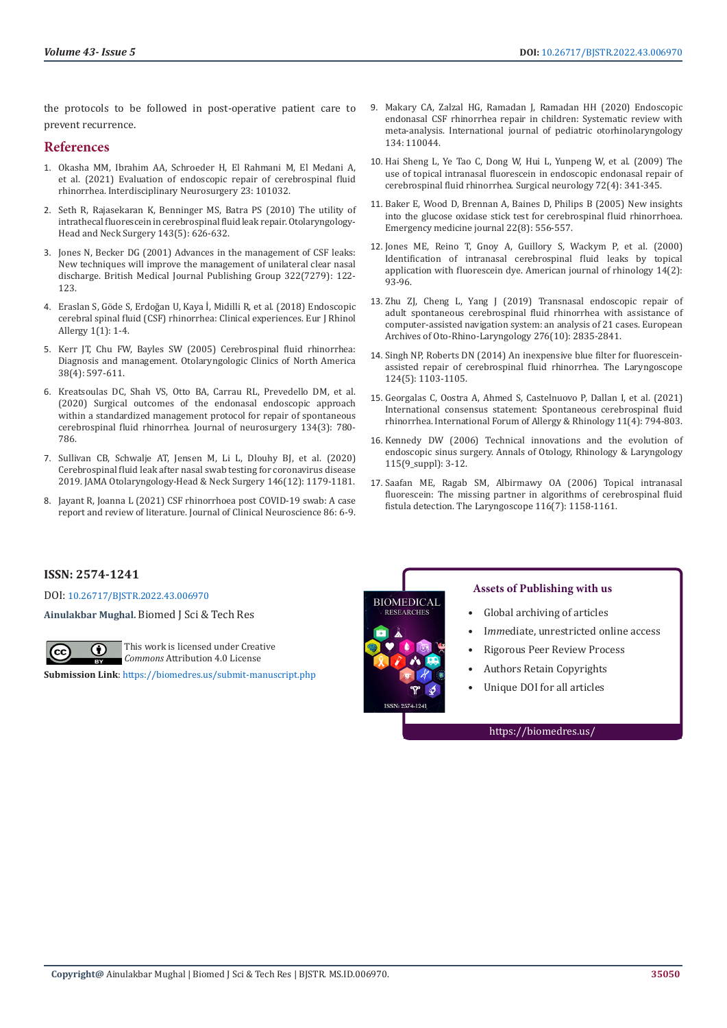the protocols to be followed in post-operative patient care to prevent recurrence.

## References

1. Okasha MM, Ibrahim AA, Schroeder H, El Rahmani M, El Medani A, et al. (2021) Evaluation of endoscopic repair of cerebrospinal fluid rhinorrhea. Interdisciplinary Neurosurgery 23: 101032.
2. Seth R, Rajasekaran K, Benninger MS, Batra PS (2010) The utility of intrathecal fluorescein in cerebrospinal fluid leak repair. Otolaryngology-Head and Neck Surgery 143(5): 626-632.
3. Jones N, Becker DG (2001) Advances in the management of CSF leaks: New techniques will improve the management of unilateral clear nasal discharge. British Medical Journal Publishing Group 322(7279): 122-123.
4. Eraslan S, Göde S, Erdoğan U, Kaya İ, Midilli R, et al. (2018) Endoscopic cerebral spinal fluid (CSF) rhinorrhea: Clinical experiences. Eur J Rhinol Allergy 1(1): 1-4.
5. Kerr JT, Chu FW, Bayles SW (2005) Cerebrospinal fluid rhinorrhea: Diagnosis and management. Otolaryngologic Clinics of North America 38(4): 597-611.
6. Kreatsoulas DC, Shah VS, Otto BA, Carrau RL, Prevedello DM, et al. (2020) Surgical outcomes of the endonasal endoscopic approach within a standardized management protocol for repair of spontaneous cerebrospinal fluid rhinorrhea. Journal of neurosurgery 134(3): 780-786.
7. Sullivan CB, Schwalje AT, Jensen M, Li L, Dlouhy BJ, et al. (2020) Cerebrospinal fluid leak after nasal swab testing for coronavirus disease 2019. JAMA Otolaryngology-Head & Neck Surgery 146(12): 1179-1181.
8. Jayant R, Joanna L (2021) CSF rhinorrhoea post COVID-19 swab: A case report and review of literature. Journal of Clinical Neuroscience 86: 6-9.
9. Makary CA, Zalzal HG, Ramadan J, Ramadan HH (2020) Endoscopic endonasal CSF rhinorrhea repair in children: Systematic review with meta-analysis. International journal of pediatric otorhinolaryngology 134: 110044.
10. Hai Sheng L, Ye Tao C, Dong W, Hui L, Yunpeng W, et al. (2009) The use of topical intranasal fluorescein in endoscopic endonasal repair of cerebrospinal fluid rhinorrhea. Surgical neurology 72(4): 341-345.
11. Baker E, Wood D, Brennan A, Baines D, Philips B (2005) New insights into the glucose oxidase stick test for cerebrospinal fluid rhinorrhoea. Emergency medicine journal 22(8): 556-557.
12. Jones ME, Reino T, Gnoy A, Guillory S, Wackym P, et al. (2000) Identification of intranasal cerebrospinal fluid leaks by topical application with fluorescein dye. American journal of rhinology 14(2): 93-96.
13. Zhu ZJ, Cheng L, Yang J (2019) Transnasal endoscopic repair of adult spontaneous cerebrospinal fluid rhinorrhea with assistance of computer-assisted navigation system: an analysis of 21 cases. European Archives of Oto-Rhino-Laryngology 276(10): 2835-2841.
14. Singh NP, Roberts DN (2014) An inexpensive blue filter for fluorescein-assisted repair of cerebrospinal fluid rhinorrhea. The Laryngoscope 124(5): 1103-1105.
15. Georgalas C, Oostra A, Ahmed S, Castelnuovo P, Dallan I, et al. (2021) International consensus statement: Spontaneous cerebrospinal fluid rhinorrhea. International Forum of Allergy & Rhinology 11(4): 794-803.
16. Kennedy DW (2006) Technical innovations and the evolution of endoscopic sinus surgery. Annals of Otology, Rhinology & Laryngology 115(9_suppl): 3-12.
17. Saafan ME, Ragab SM, Albirmawy OA (2006) Topical intranasal fluorescein: The missing partner in algorithms of cerebrospinal fluid fistula detection. The Laryngoscope 116(7): 1158-1161.

**ISSN: 2574-1241**

DOI: 10.26717/BJSTR.2022.43.006970

**Ainulakbar Mughal.** Biomed J Sci & Tech Res

This work is licensed under Creative *Commons* Attribution 4.0 License

**Submission Link**: https://biomedres.us/submit-manuscript.php

**Assets of Publishing with us**

- Global archiving of articles
- Immediate, unrestricted online access
- Rigorous Peer Review Process
- Authors Retain Copyrights
- Unique DOI for all articles

https://biomedres.us/